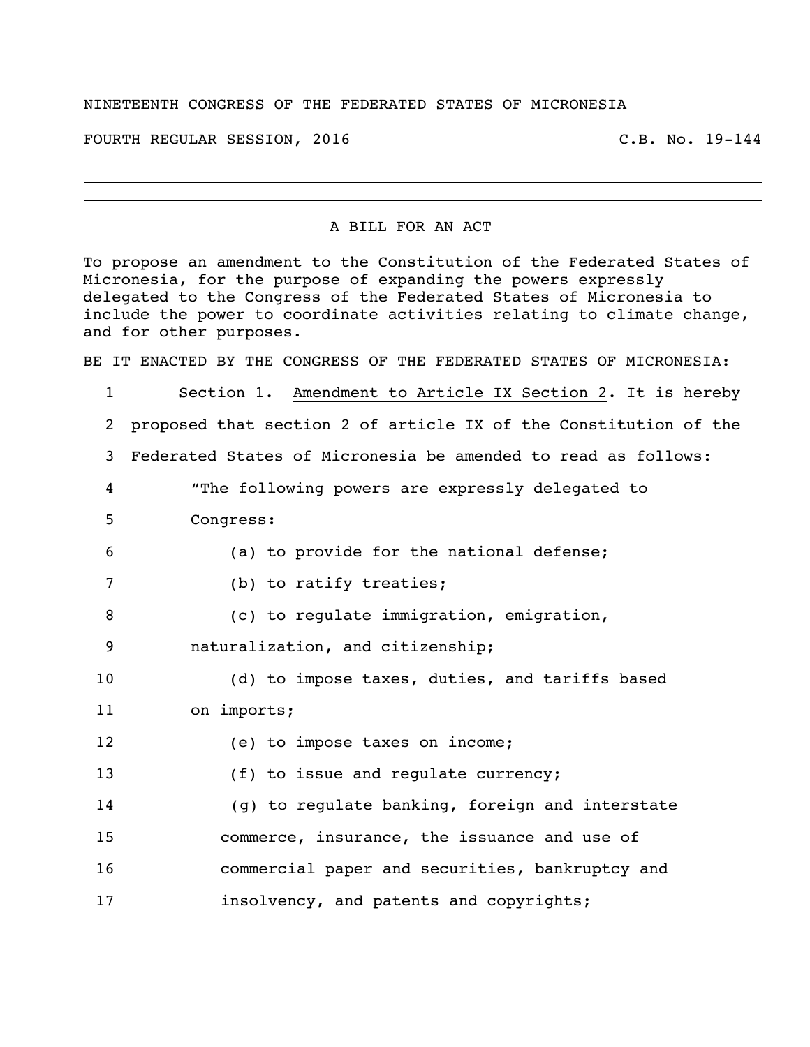NINETEENTH CONGRESS OF THE FEDERATED STATES OF MICRONESIA

FOURTH REGULAR SESSION, 2016 C.B. No. 19-144

---

A BILL FOR AN ACT

To propose an amendment to the Constitution of the Federated States of Micronesia, for the purpose of expanding the powers expressly delegated to the Congress of the Federated States of Micronesia to include the power to coordinate activities relating to climate change, and for other purposes.

BE IT ENACTED BY THE CONGRESS OF THE FEDERATED STATES OF MICRONESIA:

1 Section 1. Amendment to Article IX Section 2. It is hereby
2 proposed that section 2 of article IX of the Constitution of the
3 Federated States of Micronesia be amended to read as follows:
4 "The following powers are expressly delegated to
5 Congress:
6 (a) to provide for the national defense;
7 (b) to ratify treaties;
8 (c) to regulate immigration, emigration,
9 naturalization, and citizenship;
10 (d) to impose taxes, duties, and tariffs based
11 on imports;
12 (e) to impose taxes on income;
13 (f) to issue and regulate currency;
14 (g) to regulate banking, foreign and interstate
15 commerce, insurance, the issuance and use of
16 commercial paper and securities, bankruptcy and
17 insolvency, and patents and copyrights;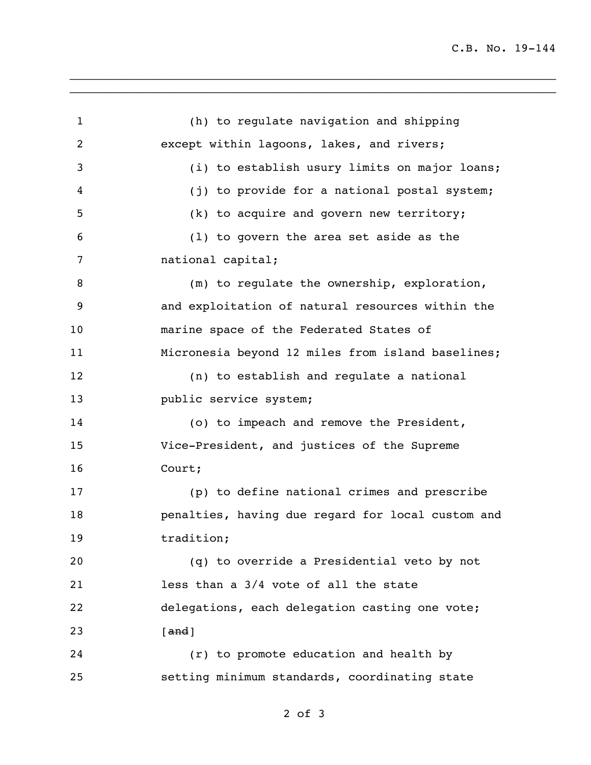(h) to regulate navigation and shipping except within lagoons, lakes, and rivers;

(i) to establish usury limits on major loans;

(j) to provide for a national postal system;

(k) to acquire and govern new territory;

(l) to govern the area set aside as the national capital;

(m) to regulate the ownership, exploration, and exploitation of natural resources within the marine space of the Federated States of Micronesia beyond 12 miles from island baselines;

(n) to establish and regulate a national public service system;

(o) to impeach and remove the President, Vice-President, and justices of the Supreme Court;

(p) to define national crimes and prescribe penalties, having due regard for local custom and tradition;

(q) to override a Presidential veto by not less than a 3/4 vote of all the state delegations, each delegation casting one vote; [~~and~~]

(r) to promote education and health by setting minimum standards, coordinating state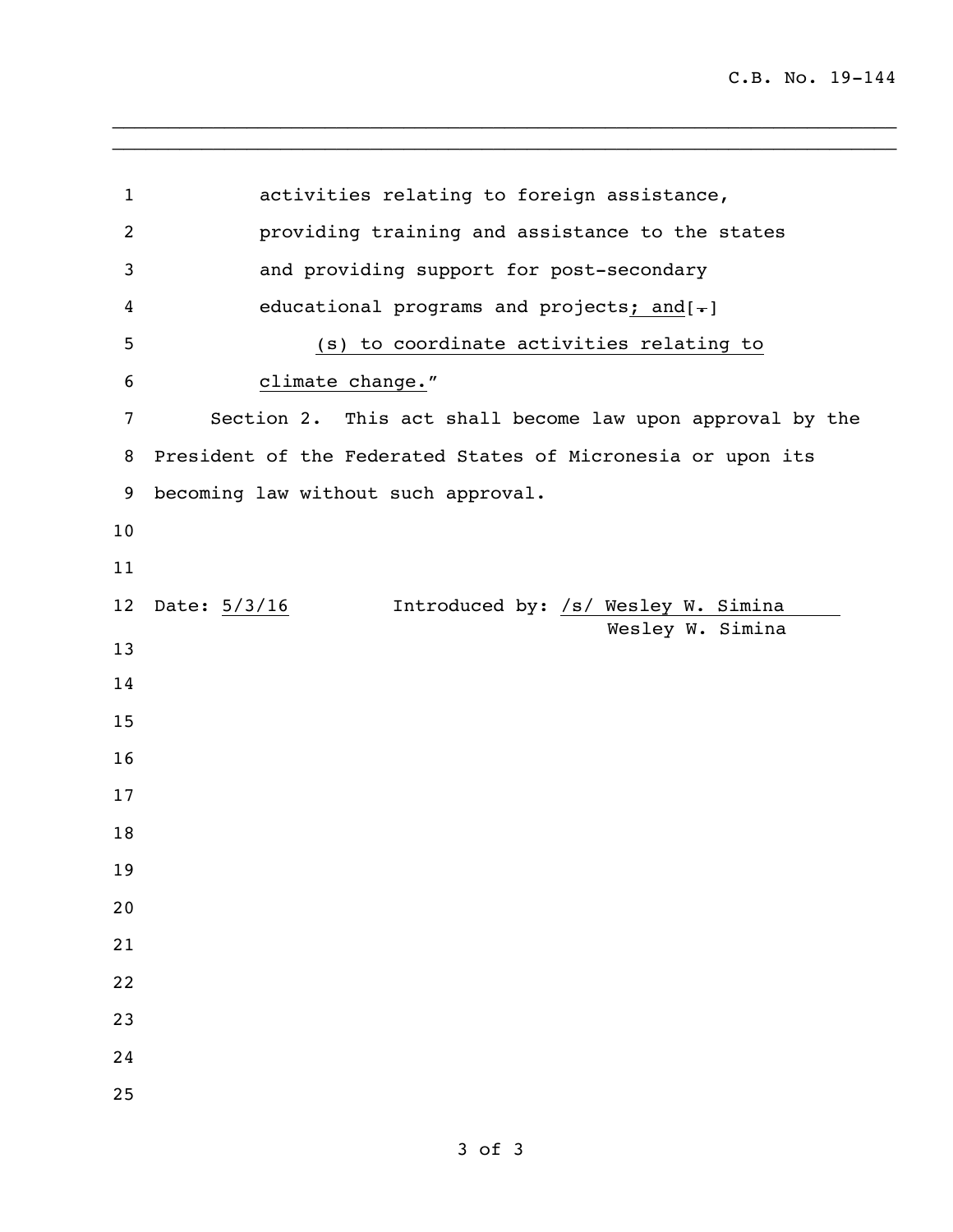activities relating to foreign assistance, providing training and assistance to the states and providing support for post-secondary educational programs and projects; and[.]

(s) to coordinate activities relating to climate change."

Section 2. This act shall become law upon approval by the President of the Federated States of Micronesia or upon its becoming law without such approval.

Date: 5/3/16 Introduced by: /s/ Wesley W. Simina
Wesley W. Simina